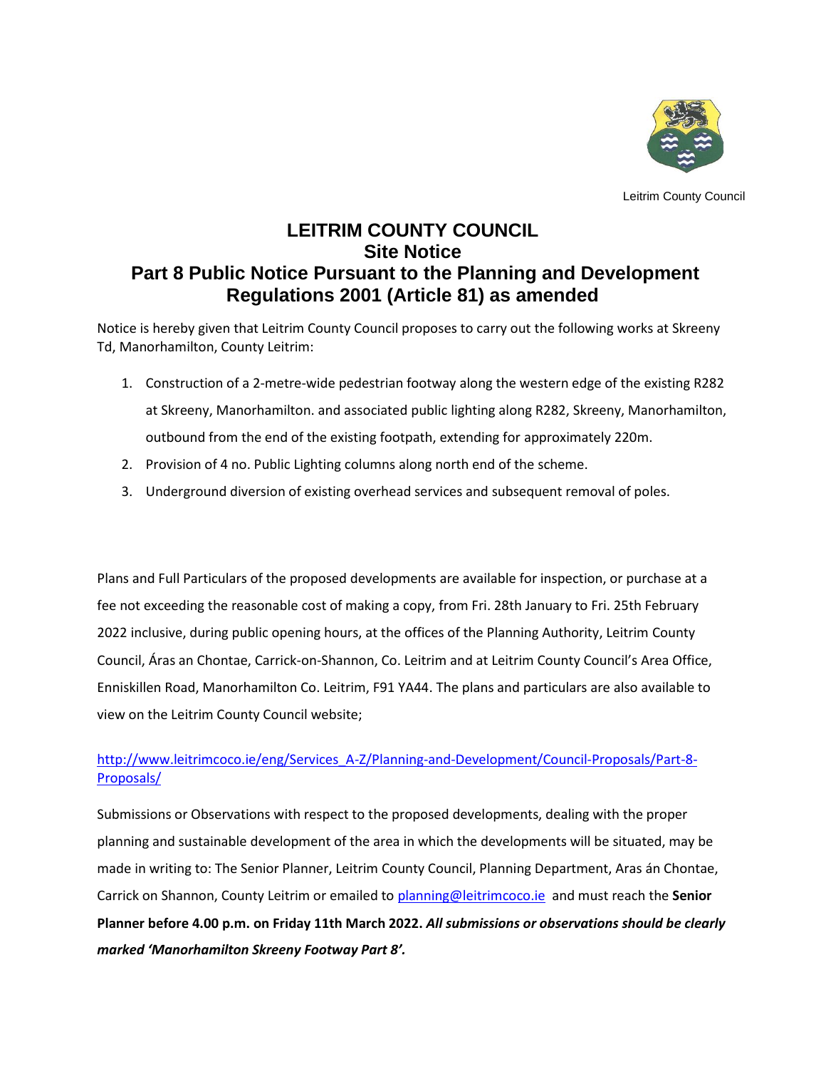Leitrim County Council

# LEITRIM COUNTY COUNCIL
## Site Notice
## Part 8 Public Notice Pursuant to the Planning and Development Regulations 2001 (Article 81) as amended

Notice is hereby given that Leitrim County Council proposes to carry out the following works at Skreeny Td, Manorhamilton, County Leitrim:

1. Construction of a 2-metre-wide pedestrian footway along the western edge of the existing R282 at Skreeny, Manorhamilton. and associated public lighting along R282, Skreeny, Manorhamilton, outbound from the end of the existing footpath, extending for approximately 220m.
2. Provision of 4 no. Public Lighting columns along north end of the scheme.
3. Underground diversion of existing overhead services and subsequent removal of poles.

Plans and Full Particulars of the proposed developments are available for inspection, or purchase at a fee not exceeding the reasonable cost of making a copy, from Fri. 28th January to Fri. 25th February 2022 inclusive, during public opening hours, at the offices of the Planning Authority, Leitrim County Council, Áras an Chontae, Carrick-on-Shannon, Co. Leitrim and at Leitrim County Council's Area Office, Enniskillen Road, Manorhamilton Co. Leitrim, F91 YA44. The plans and particulars are also available to view on the Leitrim County Council website;

http://www.leitrimcoco.ie/eng/Services_A-Z/Planning-and-Development/Council-Proposals/Part-8-Proposals/

Submissions or Observations with respect to the proposed developments, dealing with the proper planning and sustainable development of the area in which the developments will be situated, may be made in writing to: The Senior Planner, Leitrim County Council, Planning Department, Aras án Chontae, Carrick on Shannon, County Leitrim or emailed to planning@leitrimcoco.ie and must reach the **Senior Planner before 4.00 p.m. on Friday 11th March 2022.** ***All submissions or observations should be clearly marked 'Manorhamilton Skreeny Footway Part 8'.***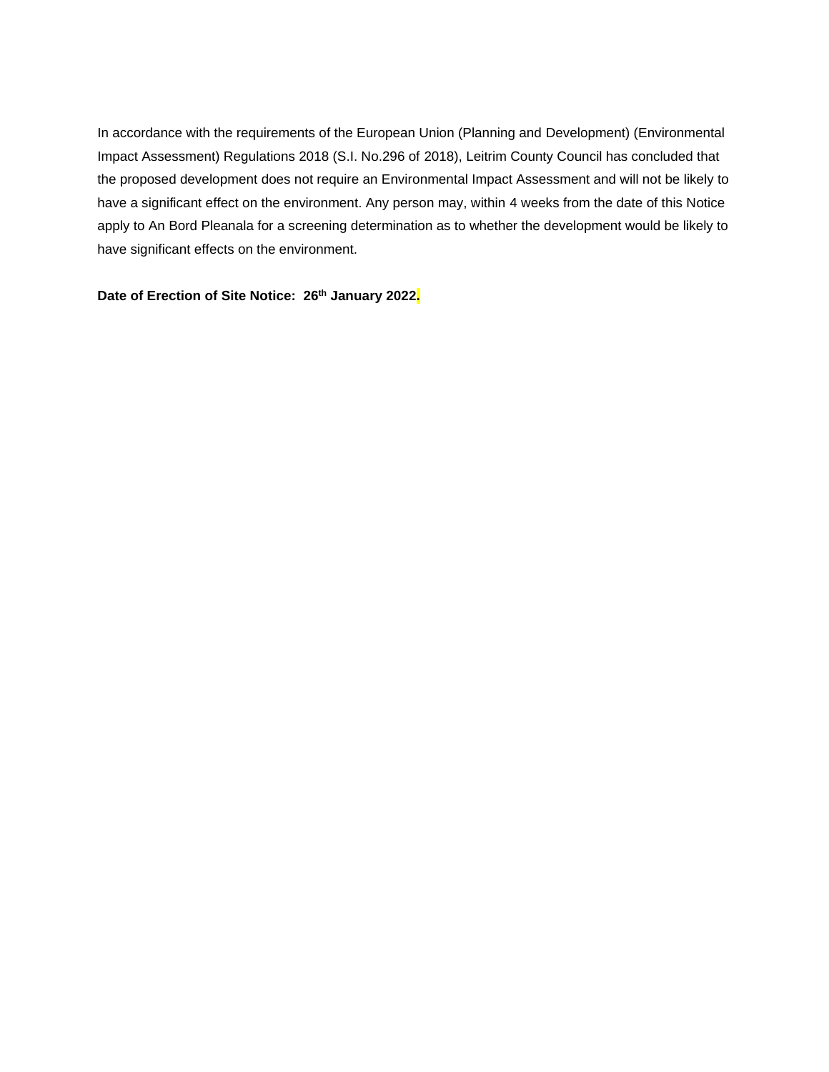In accordance with the requirements of the European Union (Planning and Development) (Environmental Impact Assessment) Regulations 2018 (S.I. No.296 of 2018), Leitrim County Council has concluded that the proposed development does not require an Environmental Impact Assessment and will not be likely to have a significant effect on the environment. Any person may, within 4 weeks from the date of this Notice apply to An Bord Pleanala for a screening determination as to whether the development would be likely to have significant effects on the environment.

**Date of Erection of Site Notice: 26th January 2022.**